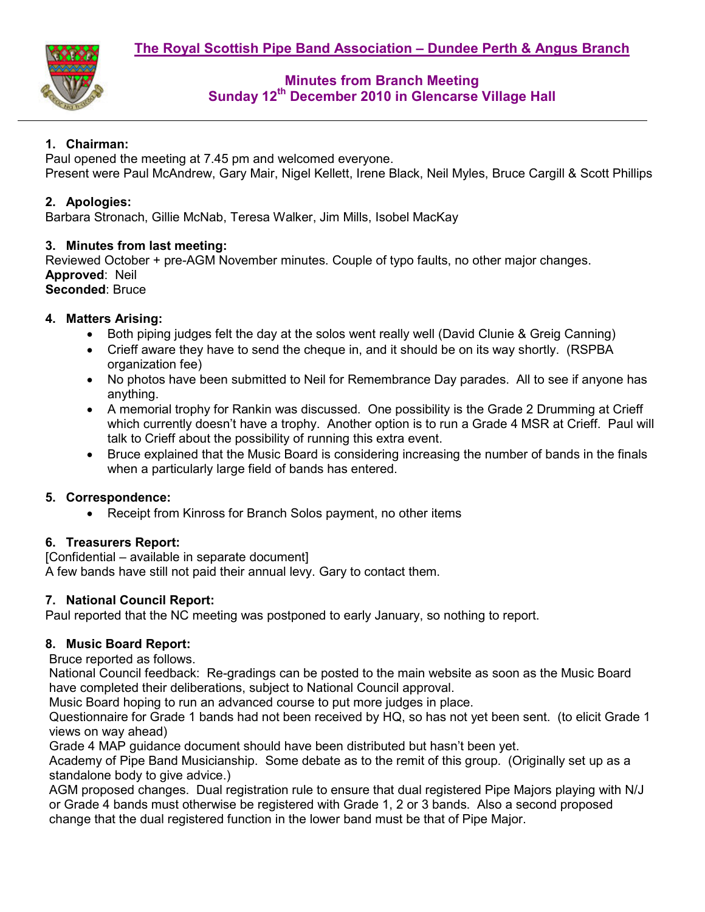# The Royal Scottish Pipe Band Association – Dundee Perth & Angus Branch

## Minutes from Branch Meeting
## Sunday 12th December 2010 in Glencarse Village Hall

### 1. Chairman:

Paul opened the meeting at 7.45 pm and welcomed everyone.
Present were Paul McAndrew, Gary Mair, Nigel Kellett, Irene Black, Neil Myles, Bruce Cargill & Scott Phillips

### 2. Apologies:

Barbara Stronach, Gillie McNab, Teresa Walker, Jim Mills, Isobel MacKay

### 3. Minutes from last meeting:

Reviewed October + pre-AGM November minutes. Couple of typo faults, no other major changes.
**Approved**: Neil
**Seconded**: Bruce

### 4. Matters Arising:

- Both piping judges felt the day at the solos went really well (David Clunie & Greig Canning)
- Crieff aware they have to send the cheque in, and it should be on its way shortly. (RSPBA organization fee)
- No photos have been submitted to Neil for Remembrance Day parades. All to see if anyone has anything.
- A memorial trophy for Rankin was discussed. One possibility is the Grade 2 Drumming at Crieff which currently doesn't have a trophy. Another option is to run a Grade 4 MSR at Crieff. Paul will talk to Crieff about the possibility of running this extra event.
- Bruce explained that the Music Board is considering increasing the number of bands in the finals when a particularly large field of bands has entered.

### 5. Correspondence:

- Receipt from Kinross for Branch Solos payment, no other items

### 6. Treasurers Report:

[Confidential – available in separate document]
A few bands have still not paid their annual levy. Gary to contact them.

### 7. National Council Report:

Paul reported that the NC meeting was postponed to early January, so nothing to report.

### 8. Music Board Report:

Bruce reported as follows.
National Council feedback: Re-gradings can be posted to the main website as soon as the Music Board have completed their deliberations, subject to National Council approval.
Music Board hoping to run an advanced course to put more judges in place.
Questionnaire for Grade 1 bands had not been received by HQ, so has not yet been sent. (to elicit Grade 1 views on way ahead)
Grade 4 MAP guidance document should have been distributed but hasn't been yet.
Academy of Pipe Band Musicianship. Some debate as to the remit of this group. (Originally set up as a standalone body to give advice.)
AGM proposed changes. Dual registration rule to ensure that dual registered Pipe Majors playing with N/J or Grade 4 bands must otherwise be registered with Grade 1, 2 or 3 bands. Also a second proposed change that the dual registered function in the lower band must be that of Pipe Major.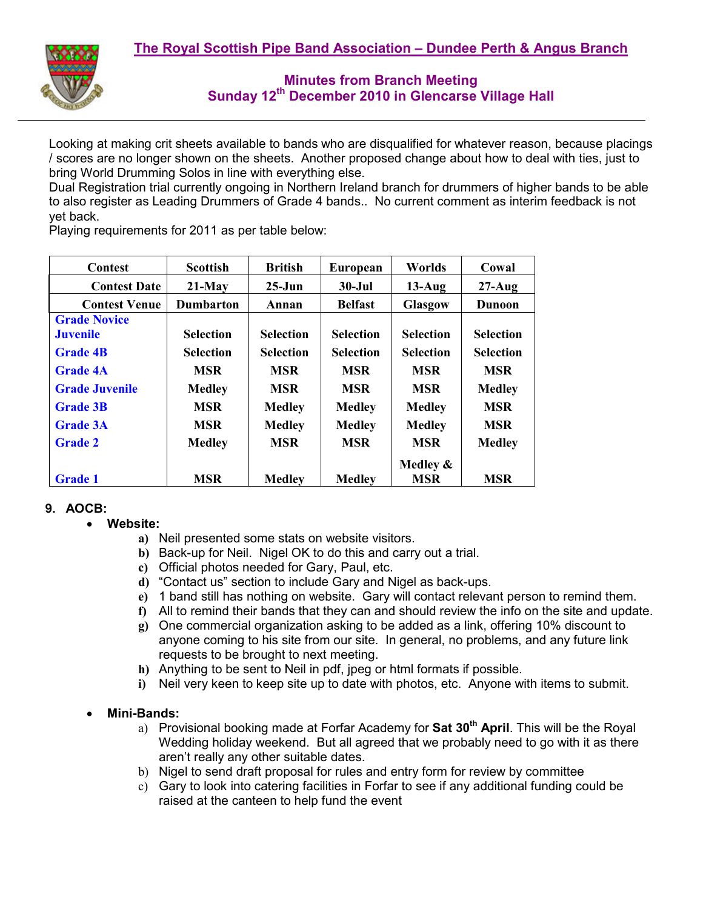# The Royal Scottish Pipe Band Association – Dundee Perth & Angus Branch

## Minutes from Branch Meeting
## Sunday 12th December 2010 in Glencarse Village Hall

Looking at making crit sheets available to bands who are disqualified for whatever reason, because placings / scores are no longer shown on the sheets. Another proposed change about how to deal with ties, just to bring World Drumming Solos in line with everything else.

Dual Registration trial currently ongoing in Northern Ireland branch for drummers of higher bands to be able to also register as Leading Drummers of Grade 4 bands.. No current comment as interim feedback is not yet back.

Playing requirements for 2011 as per table below:

| Contest | Scottish | British | European | Worlds | Cowal |
|---|---|---|---|---|---|
| Contest Date | 21-May | 25-Jun | 30-Jul | 13-Aug | 27-Aug |
| Contest Venue | Dumbarton | Annan | Belfast | Glasgow | Dunoon |
| Grade Novice Juvenile | Selection | Selection | Selection | Selection | Selection |
| Grade 4B | Selection | Selection | Selection | Selection | Selection |
| Grade 4A | MSR | MSR | MSR | MSR | MSR |
| Grade Juvenile | Medley | MSR | MSR | MSR | Medley |
| Grade 3B | MSR | Medley | Medley | Medley | MSR |
| Grade 3A | MSR | Medley | Medley | Medley | MSR |
| Grade 2 | Medley | MSR | MSR | MSR | Medley |
| Grade 1 | MSR | Medley | Medley | Medley & MSR | MSR |

**9. AOCB:**

- **Website:**
  - a) Neil presented some stats on website visitors.
  - b) Back-up for Neil. Nigel OK to do this and carry out a trial.
  - c) Official photos needed for Gary, Paul, etc.
  - d) "Contact us" section to include Gary and Nigel as back-ups.
  - e) 1 band still has nothing on website. Gary will contact relevant person to remind them.
  - f) All to remind their bands that they can and should review the info on the site and update.
  - g) One commercial organization asking to be added as a link, offering 10% discount to anyone coming to his site from our site. In general, no problems, and any future link requests to be brought to next meeting.
  - h) Anything to be sent to Neil in pdf, jpeg or html formats if possible.
  - i) Neil very keen to keep site up to date with photos, etc. Anyone with items to submit.

- **Mini-Bands:**
  - a) Provisional booking made at Forfar Academy for **Sat 30th April**. This will be the Royal Wedding holiday weekend. But all agreed that we probably need to go with it as there aren't really any other suitable dates.
  - b) Nigel to send draft proposal for rules and entry form for review by committee
  - c) Gary to look into catering facilities in Forfar to see if any additional funding could be raised at the canteen to help fund the event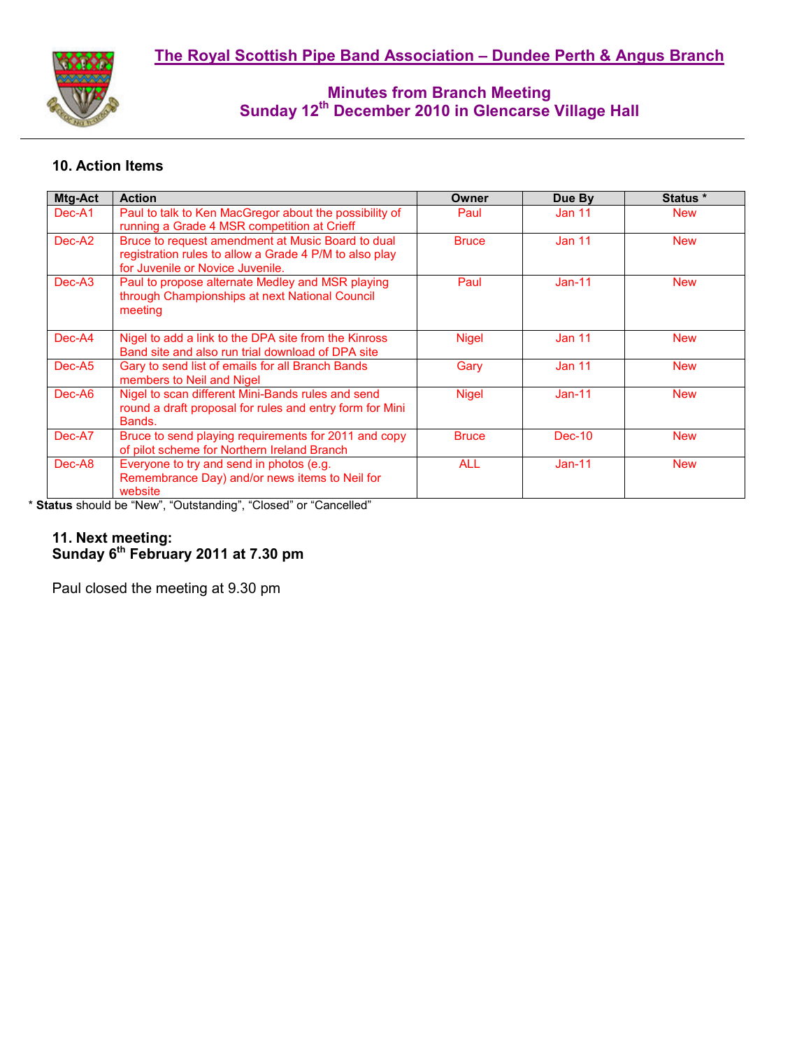## The Royal Scottish Pipe Band Association – Dundee Perth & Angus Branch

### Minutes from Branch Meeting
### Sunday 12th December 2010 in Glencarse Village Hall

### 10. Action Items

| Mtg-Act | Action | Owner | Due By | Status * |
|---|---|---|---|---|
| Dec-A1 | Paul to talk to Ken MacGregor about the possibility of running a Grade 4 MSR competition at Crieff | Paul | Jan 11 | New |
| Dec-A2 | Bruce to request amendment at Music Board to dual registration rules to allow a Grade 4 P/M to also play for Juvenile or Novice Juvenile. | Bruce | Jan 11 | New |
| Dec-A3 | Paul to propose alternate Medley and MSR playing through Championships at next National Council meeting | Paul | Jan-11 | New |
| Dec-A4 | Nigel to add a link to the DPA site from the Kinross Band site and also run trial download of DPA site | Nigel | Jan 11 | New |
| Dec-A5 | Gary to send list of emails for all Branch Bands members to Neil and Nigel | Gary | Jan 11 | New |
| Dec-A6 | Nigel to scan different Mini-Bands rules and send round a draft proposal for rules and entry form for Mini Bands. | Nigel | Jan-11 | New |
| Dec-A7 | Bruce to send playing requirements for 2011 and copy of pilot scheme for Northern Ireland Branch | Bruce | Dec-10 | New |
| Dec-A8 | Everyone to try and send in photos (e.g. Remembrance Day) and/or news items to Neil for website | ALL | Jan-11 | New |

\* **Status** should be "New", "Outstanding", "Closed" or "Cancelled"

### 11. Next meeting:
### Sunday 6th February 2011 at 7.30 pm

Paul closed the meeting at 9.30 pm